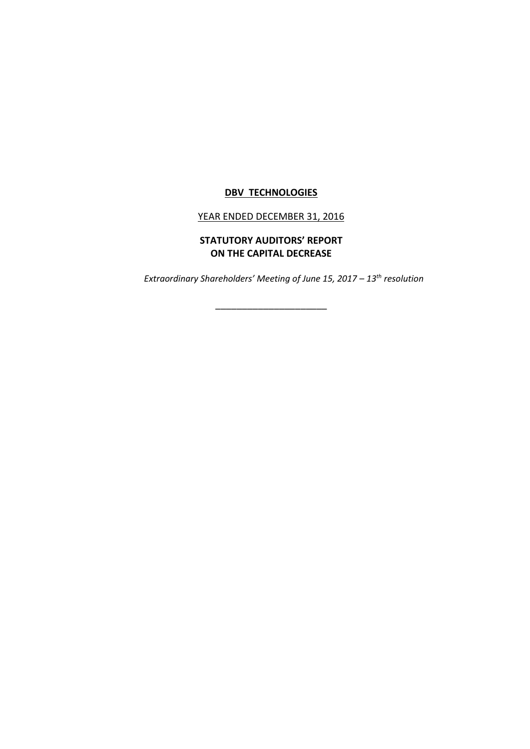**DBV TECHNOLOGIES**

YEAR ENDED DECEMBER 31, 2016

**STATUTORY AUDITORS' REPORT**
**ON THE CAPITAL DECREASE**

*Extraordinary Shareholders' Meeting of June 15, 2017 – 13th resolution*

______________________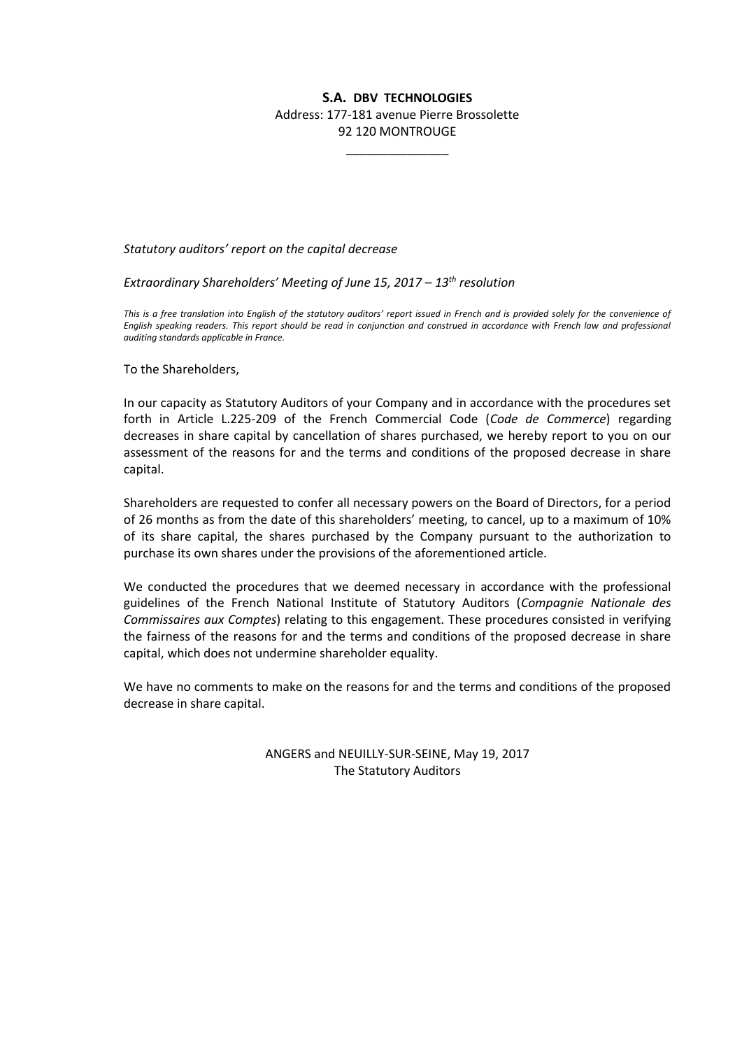**S.A. DBV TECHNOLOGIES**

Address: 177-181 avenue Pierre Brossolette
92 120 MONTROUGE

_______________

*Statutory auditors' report on the capital decrease*

*Extraordinary Shareholders' Meeting of June 15, 2017 – 13th resolution*

*This is a free translation into English of the statutory auditors' report issued in French and is provided solely for the convenience of English speaking readers. This report should be read in conjunction and construed in accordance with French law and professional auditing standards applicable in France.*

To the Shareholders,

In our capacity as Statutory Auditors of your Company and in accordance with the procedures set forth in Article L.225-209 of the French Commercial Code (*Code de Commerce*) regarding decreases in share capital by cancellation of shares purchased, we hereby report to you on our assessment of the reasons for and the terms and conditions of the proposed decrease in share capital.

Shareholders are requested to confer all necessary powers on the Board of Directors, for a period of 26 months as from the date of this shareholders' meeting, to cancel, up to a maximum of 10% of its share capital, the shares purchased by the Company pursuant to the authorization to purchase its own shares under the provisions of the aforementioned article.

We conducted the procedures that we deemed necessary in accordance with the professional guidelines of the French National Institute of Statutory Auditors (*Compagnie Nationale des Commissaires aux Comptes*) relating to this engagement. These procedures consisted in verifying the fairness of the reasons for and the terms and conditions of the proposed decrease in share capital, which does not undermine shareholder equality.

We have no comments to make on the reasons for and the terms and conditions of the proposed decrease in share capital.

ANGERS and NEUILLY-SUR-SEINE, May 19, 2017

The Statutory Auditors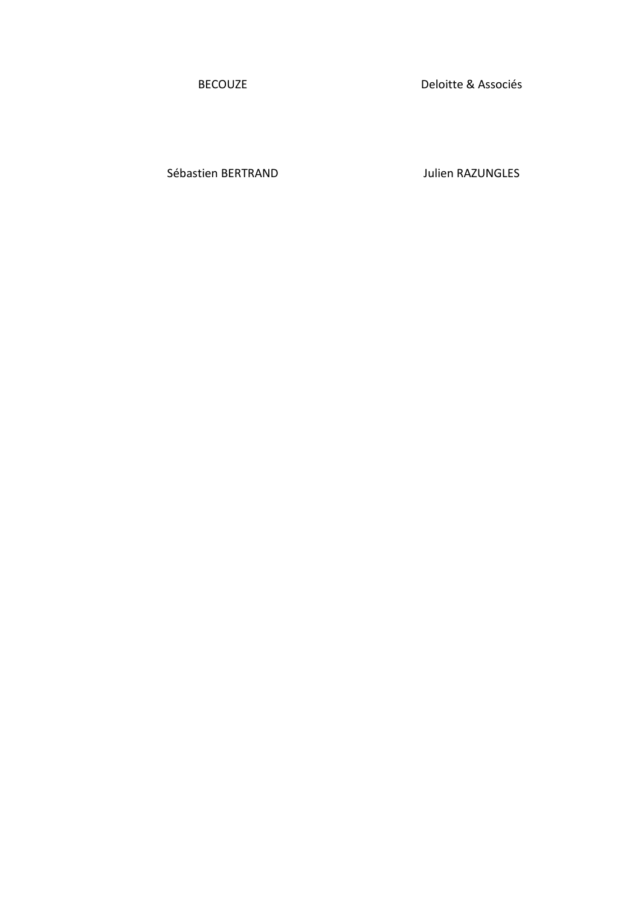| | |
|---|---|
| BECOUZE | Deloitte & Associés |
| Sébastien BERTRAND | Julien RAZUNGLES |